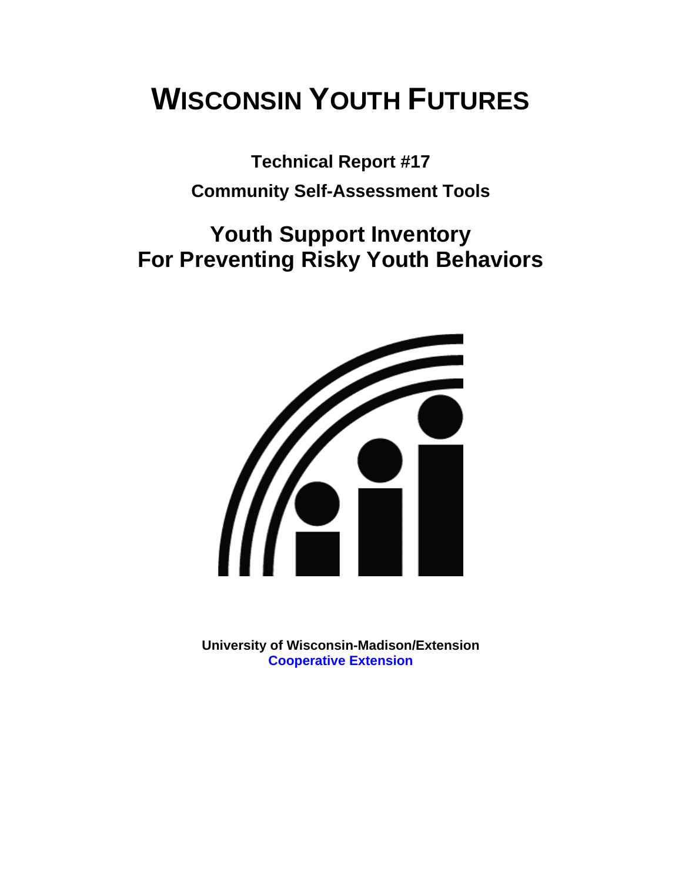# WISCONSIN YOUTH FUTURES

**Technical Report #17**

**Community Self-Assessment Tools**

## Youth Support Inventory
## For Preventing Risky Youth Behaviors

**University of Wisconsin-Madison/Extension**
**Cooperative Extension**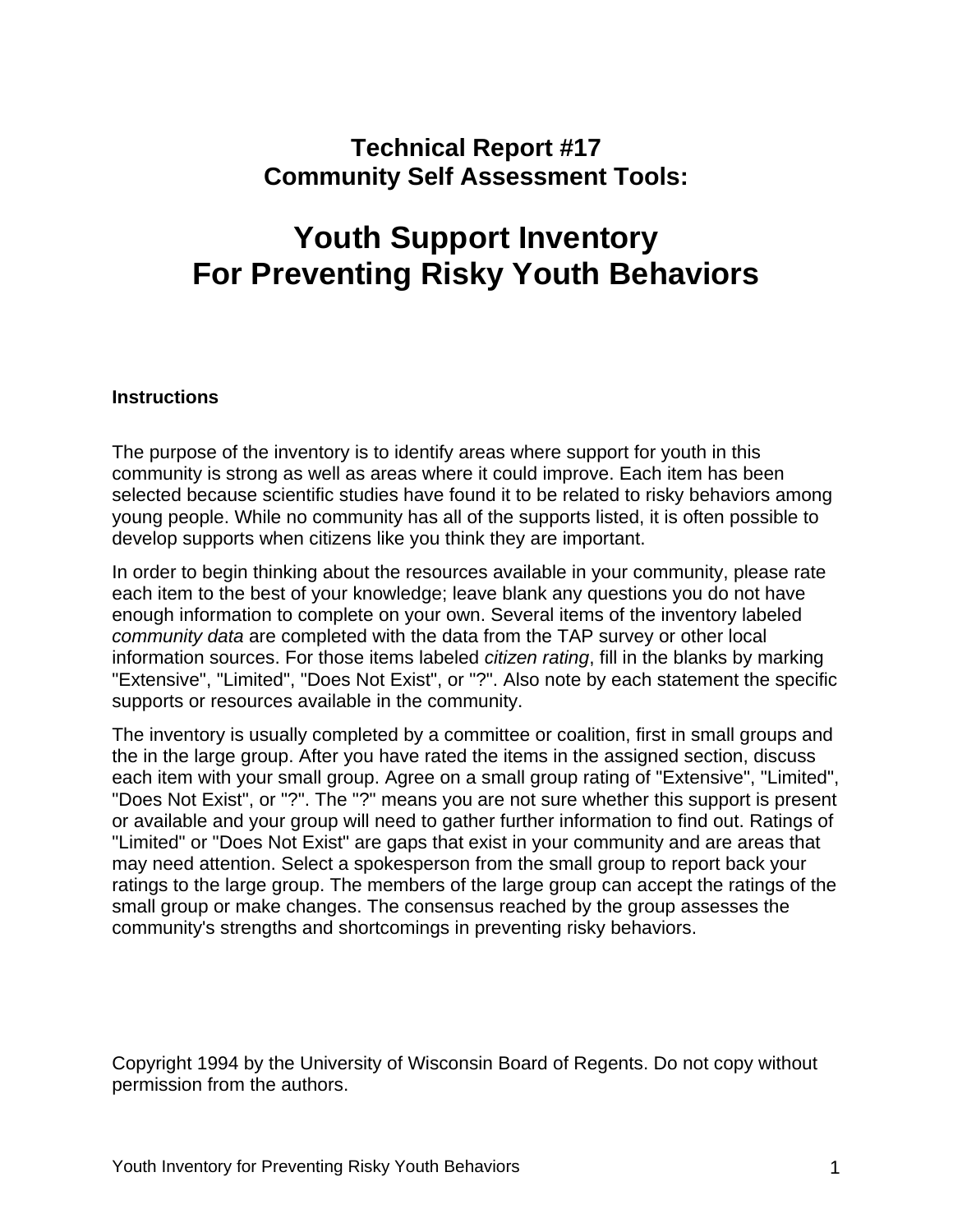# Technical Report #17
# Community Self Assessment Tools:

# Youth Support Inventory For Preventing Risky Youth Behaviors

**Instructions**

The purpose of the inventory is to identify areas where support for youth in this community is strong as well as areas where it could improve. Each item has been selected because scientific studies have found it to be related to risky behaviors among young people. While no community has all of the supports listed, it is often possible to develop supports when citizens like you think they are important.

In order to begin thinking about the resources available in your community, please rate each item to the best of your knowledge; leave blank any questions you do not have enough information to complete on your own. Several items of the inventory labeled *community data* are completed with the data from the TAP survey or other local information sources. For those items labeled *citizen rating*, fill in the blanks by marking "Extensive", "Limited", "Does Not Exist", or "?". Also note by each statement the specific supports or resources available in the community.

The inventory is usually completed by a committee or coalition, first in small groups and the in the large group. After you have rated the items in the assigned section, discuss each item with your small group. Agree on a small group rating of "Extensive", "Limited", "Does Not Exist", or "?". The "?" means you are not sure whether this support is present or available and your group will need to gather further information to find out. Ratings of "Limited" or "Does Not Exist" are gaps that exist in your community and are areas that may need attention. Select a spokesperson from the small group to report back your ratings to the large group. The members of the large group can accept the ratings of the small group or make changes. The consensus reached by the group assesses the community's strengths and shortcomings in preventing risky behaviors.

Copyright 1994 by the University of Wisconsin Board of Regents. Do not copy without permission from the authors.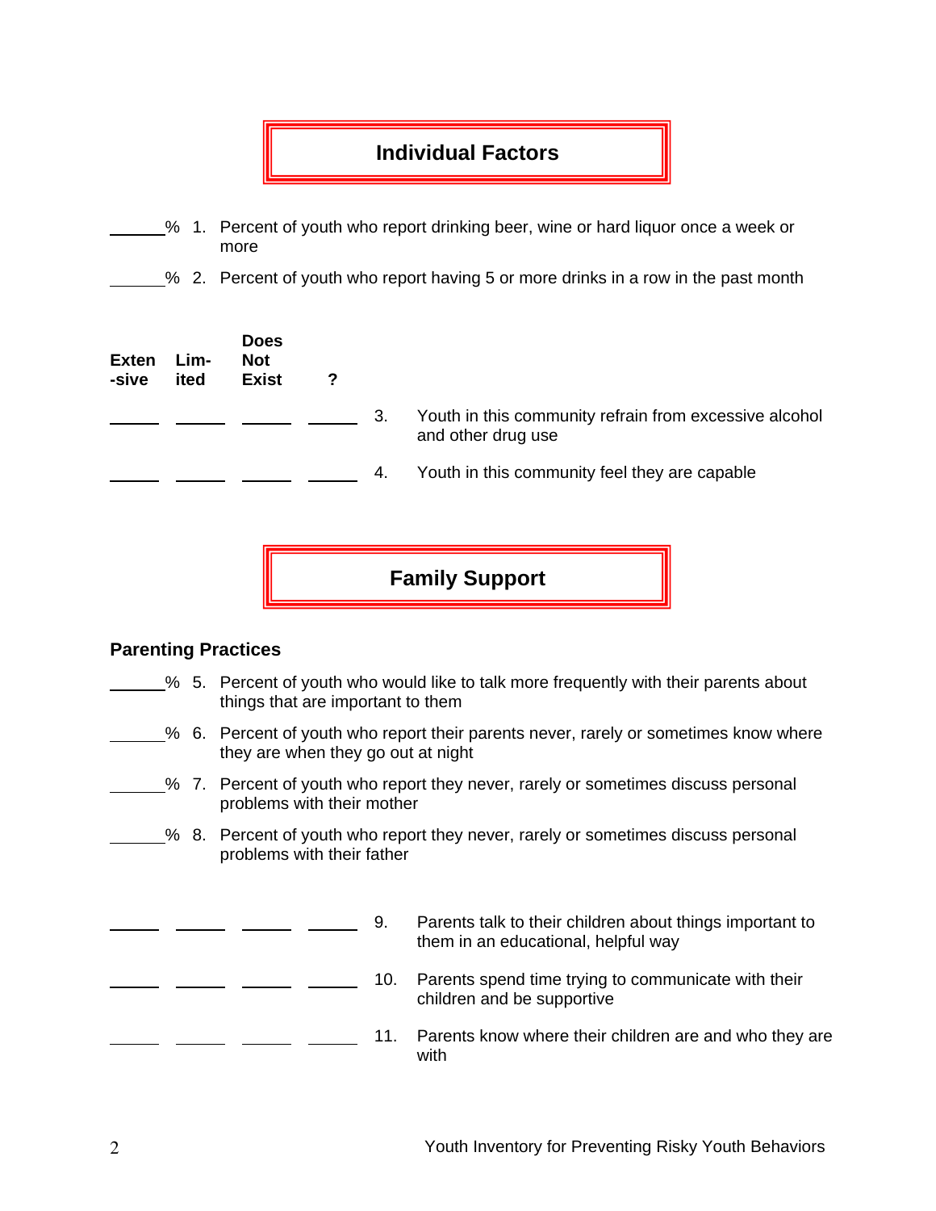## Individual Factors

______% 1. Percent of youth who report drinking beer, wine or hard liquor once a week or more

______% 2. Percent of youth who report having 5 or more drinks in a row in the past month

| Exten-sive | Lim-ited | Does Not Exist | ? | | |
|---|---|---|---|---|---|
| _____ | _____ | _____ | _____ | 3. | Youth in this community refrain from excessive alcohol and other drug use |
| _____ | _____ | _____ | _____ | 4. | Youth in this community feel they are capable |

## Family Support

### Parenting Practices

______% 5. Percent of youth who would like to talk more frequently with their parents about things that are important to them

______% 6. Percent of youth who report their parents never, rarely or sometimes know where they are when they go out at night

______% 7. Percent of youth who report they never, rarely or sometimes discuss personal problems with their mother

______% 8. Percent of youth who report they never, rarely or sometimes discuss personal problems with their father

| Exten-sive | Lim-ited | Does Not Exist | ? | | |
|---|---|---|---|---|---|
| _____ | _____ | _____ | _____ | 9. | Parents talk to their children about things important to them in an educational, helpful way |
| _____ | _____ | _____ | _____ | 10. | Parents spend time trying to communicate with their children and be supportive |
| _____ | _____ | _____ | _____ | 11. | Parents know where their children are and who they are with |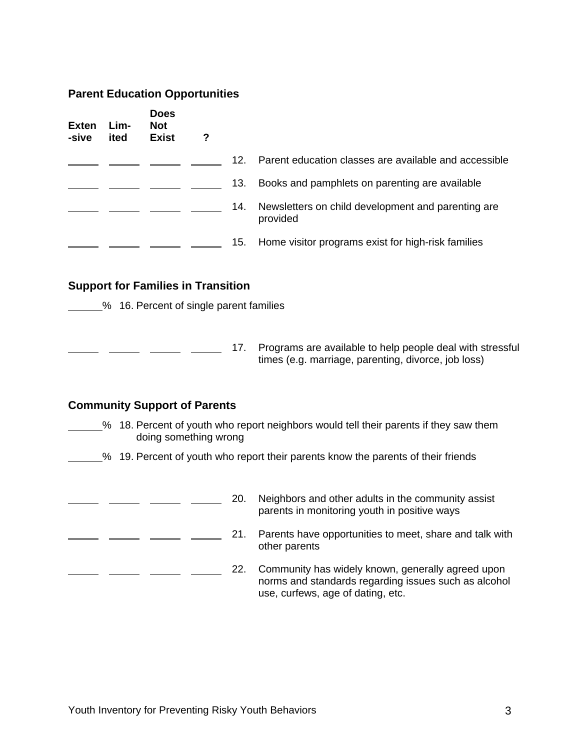## Parent Education Opportunities

| Exten-sive | Lim-ited | Does Not Exist | ? | | |
|---|---|---|---|---|---|
| _____ | _____ | _____ | _____ | 12. | Parent education classes are available and accessible |
| _____ | _____ | _____ | _____ | 13. | Books and pamphlets on parenting are available |
| _____ | _____ | _____ | _____ | 14. | Newsletters on child development and parenting are provided |
| _____ | _____ | _____ | _____ | 15. | Home visitor programs exist for high-risk families |

## Support for Families in Transition

_____% 16. Percent of single parent families

| | | | | | |
|---|---|---|---|---|---|
| _____ | _____ | _____ | _____ | 17. | Programs are available to help people deal with stressful times (e.g. marriage, parenting, divorce, job loss) |

## Community Support of Parents

_____% 18. Percent of youth who report neighbors would tell their parents if they saw them doing something wrong

_____% 19. Percent of youth who report their parents know the parents of their friends

| | | | | | |
|---|---|---|---|---|---|
| _____ | _____ | _____ | _____ | 20. | Neighbors and other adults in the community assist parents in monitoring youth in positive ways |
| _____ | _____ | _____ | _____ | 21. | Parents have opportunities to meet, share and talk with other parents |
| _____ | _____ | _____ | _____ | 22. | Community has widely known, generally agreed upon norms and standards regarding issues such as alcohol use, curfews, age of dating, etc. |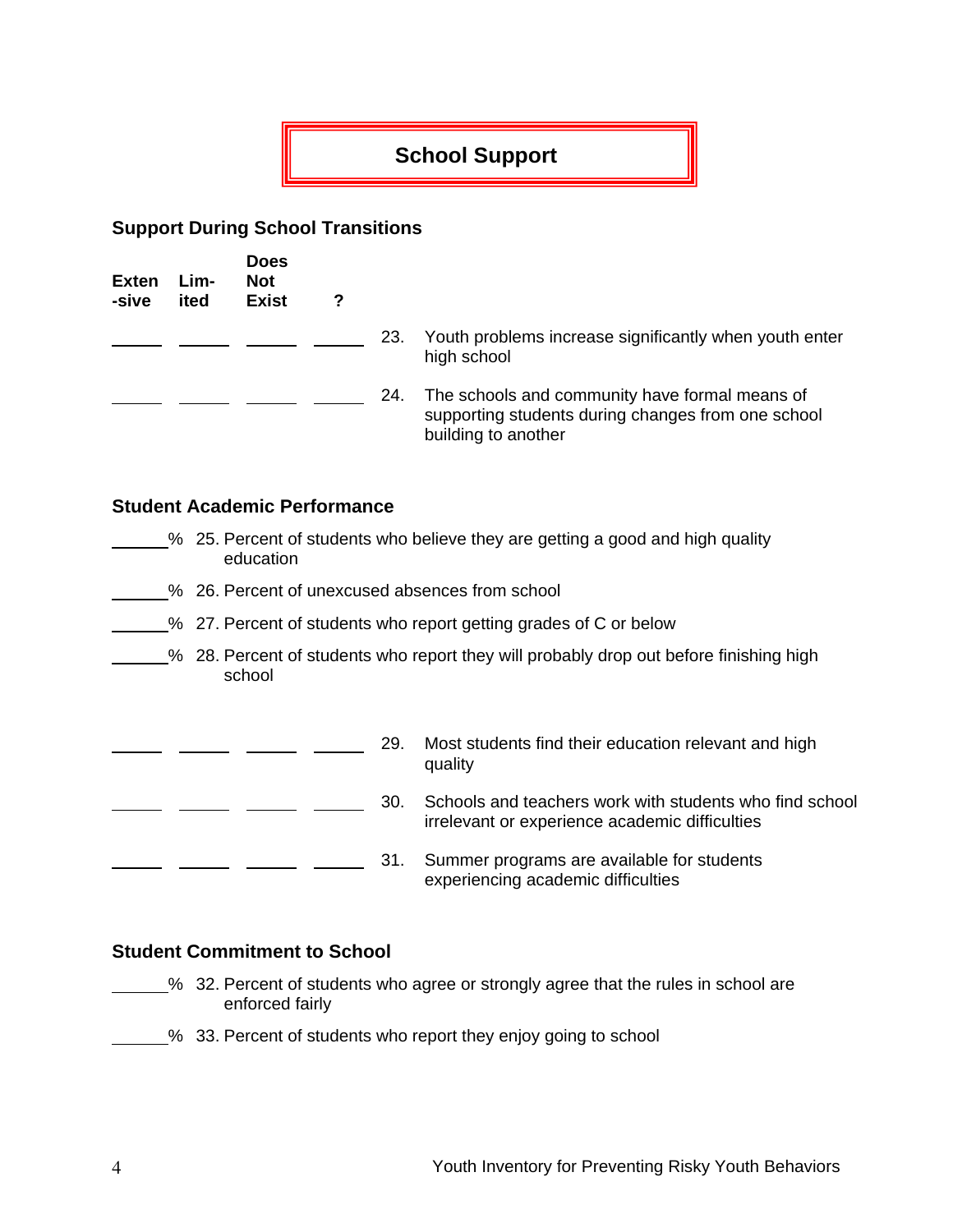# School Support

## Support During School Transitions

| Exten-sive | Lim-ited | Does Not Exist | ? | | |
|---|---|---|---|---|---|
| ______ | ______ | ______ | ______ | 23. | Youth problems increase significantly when youth enter high school |
| ______ | ______ | ______ | ______ | 24. | The schools and community have formal means of supporting students during changes from one school building to another |

## Student Academic Performance

______% 25. Percent of students who believe they are getting a good and high quality education

______% 26. Percent of unexcused absences from school

______% 27. Percent of students who report getting grades of C or below

______% 28. Percent of students who report they will probably drop out before finishing high school

| Exten-sive | Lim-ited | Does Not Exist | ? | | |
|---|---|---|---|---|---|
| ______ | ______ | ______ | ______ | 29. | Most students find their education relevant and high quality |
| ______ | ______ | ______ | ______ | 30. | Schools and teachers work with students who find school irrelevant or experience academic difficulties |
| ______ | ______ | ______ | ______ | 31. | Summer programs are available for students experiencing academic difficulties |

## Student Commitment to School

______% 32. Percent of students who agree or strongly agree that the rules in school are enforced fairly

______% 33. Percent of students who report they enjoy going to school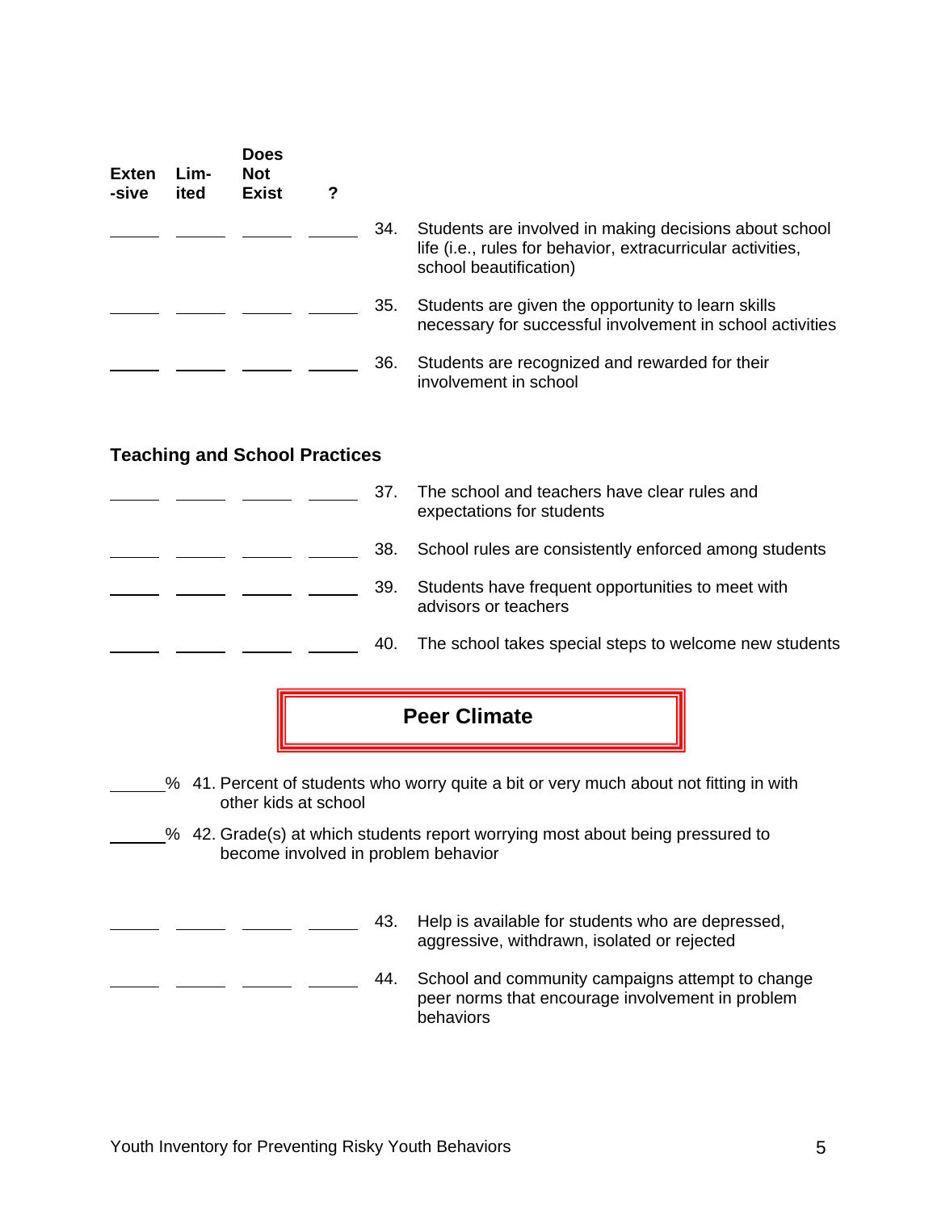| Extensive | Limited | Does Not Exist | ? | | |
|---|---|---|---|---|---|
| ______ | ______ | ______ | ______ | 34. | Students are involved in making decisions about school life (i.e., rules for behavior, extracurricular activities, school beautification) |
| ______ | ______ | ______ | ______ | 35. | Students are given the opportunity to learn skills necessary for successful involvement in school activities |
| ______ | ______ | ______ | ______ | 36. | Students are recognized and rewarded for their involvement in school |

### Teaching and School Practices

| Extensive | Limited | Does Not Exist | ? | | |
|---|---|---|---|---|---|
| ______ | ______ | ______ | ______ | 37. | The school and teachers have clear rules and expectations for students |
| ______ | ______ | ______ | ______ | 38. | School rules are consistently enforced among students |
| ______ | ______ | ______ | ______ | 39. | Students have frequent opportunities to meet with advisors or teachers |
| ______ | ______ | ______ | ______ | 40. | The school takes special steps to welcome new students |

## Peer Climate

______% 41. Percent of students who worry quite a bit or very much about not fitting in with other kids at school

______% 42. Grade(s) at which students report worrying most about being pressured to become involved in problem behavior

| Extensive | Limited | Does Not Exist | ? | | |
|---|---|---|---|---|---|
| ______ | ______ | ______ | ______ | 43. | Help is available for students who are depressed, aggressive, withdrawn, isolated or rejected |
| ______ | ______ | ______ | ______ | 44. | School and community campaigns attempt to change peer norms that encourage involvement in problem behaviors |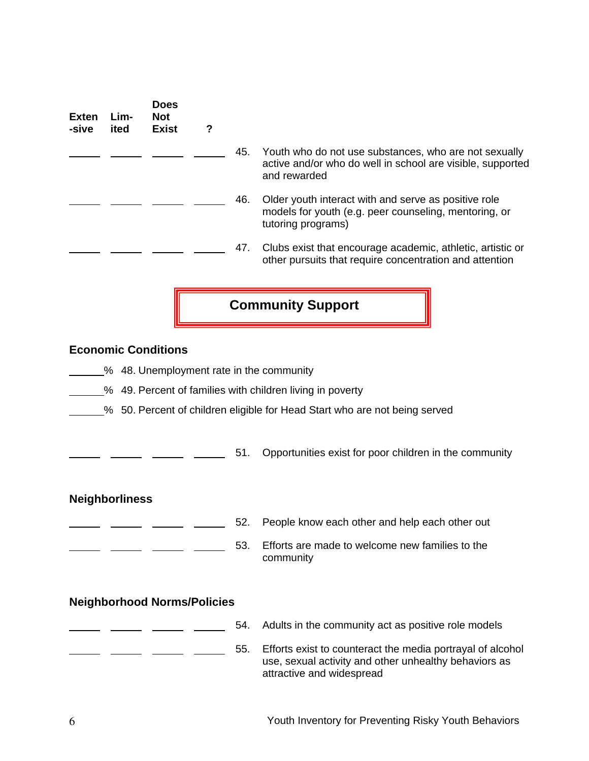| Exten-sive | Lim-ited | Does Not Exist | ? | | |
|---|---|---|---|---|---|
| ______ | ______ | ______ | ______ | 45. | Youth who do not use substances, who are not sexually active and/or who do well in school are visible, supported and rewarded |
| ______ | ______ | ______ | ______ | 46. | Older youth interact with and serve as positive role models for youth (e.g. peer counseling, mentoring, or tutoring programs) |
| ______ | ______ | ______ | ______ | 47. | Clubs exist that encourage academic, athletic, artistic or other pursuits that require concentration and attention |

## Community Support

### Economic Conditions

______% 48. Unemployment rate in the community

______% 49. Percent of families with children living in poverty

______% 50. Percent of children eligible for Head Start who are not being served

| | | | | | |
|---|---|---|---|---|---|
| ______ | ______ | ______ | ______ | 51. | Opportunities exist for poor children in the community |

### Neighborliness

| | | | | | |
|---|---|---|---|---|---|
| ______ | ______ | ______ | ______ | 52. | People know each other and help each other out |
| ______ | ______ | ______ | ______ | 53. | Efforts are made to welcome new families to the community |

### Neighborhood Norms/Policies

| | | | | | |
|---|---|---|---|---|---|
| ______ | ______ | ______ | ______ | 54. | Adults in the community act as positive role models |
| ______ | ______ | ______ | ______ | 55. | Efforts exist to counteract the media portrayal of alcohol use, sexual activity and other unhealthy behaviors as attractive and widespread |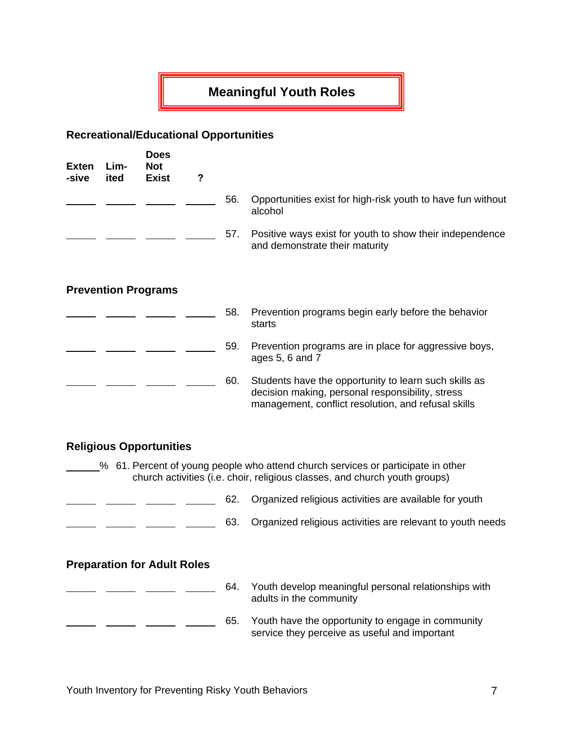# Meaningful Youth Roles

## Recreational/Educational Opportunities

| Exten-sive | Lim-ited | Does Not Exist | ? | | |
|---|---|---|---|---|---|
| ______ | ______ | ______ | ______ | 56. | Opportunities exist for high-risk youth to have fun without alcohol |
| ______ | ______ | ______ | ______ | 57. | Positive ways exist for youth to show their independence and demonstrate their maturity |

## Prevention Programs

| Exten-sive | Lim-ited | Does Not Exist | ? | | |
|---|---|---|---|---|---|
| ______ | ______ | ______ | ______ | 58. | Prevention programs begin early before the behavior starts |
| ______ | ______ | ______ | ______ | 59. | Prevention programs are in place for aggressive boys, ages 5, 6 and 7 |
| ______ | ______ | ______ | ______ | 60. | Students have the opportunity to learn such skills as decision making, personal responsibility, stress management, conflict resolution, and refusal skills |

## Religious Opportunities

______% 61. Percent of young people who attend church services or participate in other church activities (i.e. choir, religious classes, and church youth groups)

| Exten-sive | Lim-ited | Does Not Exist | ? | | |
|---|---|---|---|---|---|
| ______ | ______ | ______ | ______ | 62. | Organized religious activities are available for youth |
| ______ | ______ | ______ | ______ | 63. | Organized religious activities are relevant to youth needs |

## Preparation for Adult Roles

| Exten-sive | Lim-ited | Does Not Exist | ? | | |
|---|---|---|---|---|---|
| ______ | ______ | ______ | ______ | 64. | Youth develop meaningful personal relationships with adults in the community |
| ______ | ______ | ______ | ______ | 65. | Youth have the opportunity to engage in community service they perceive as useful and important |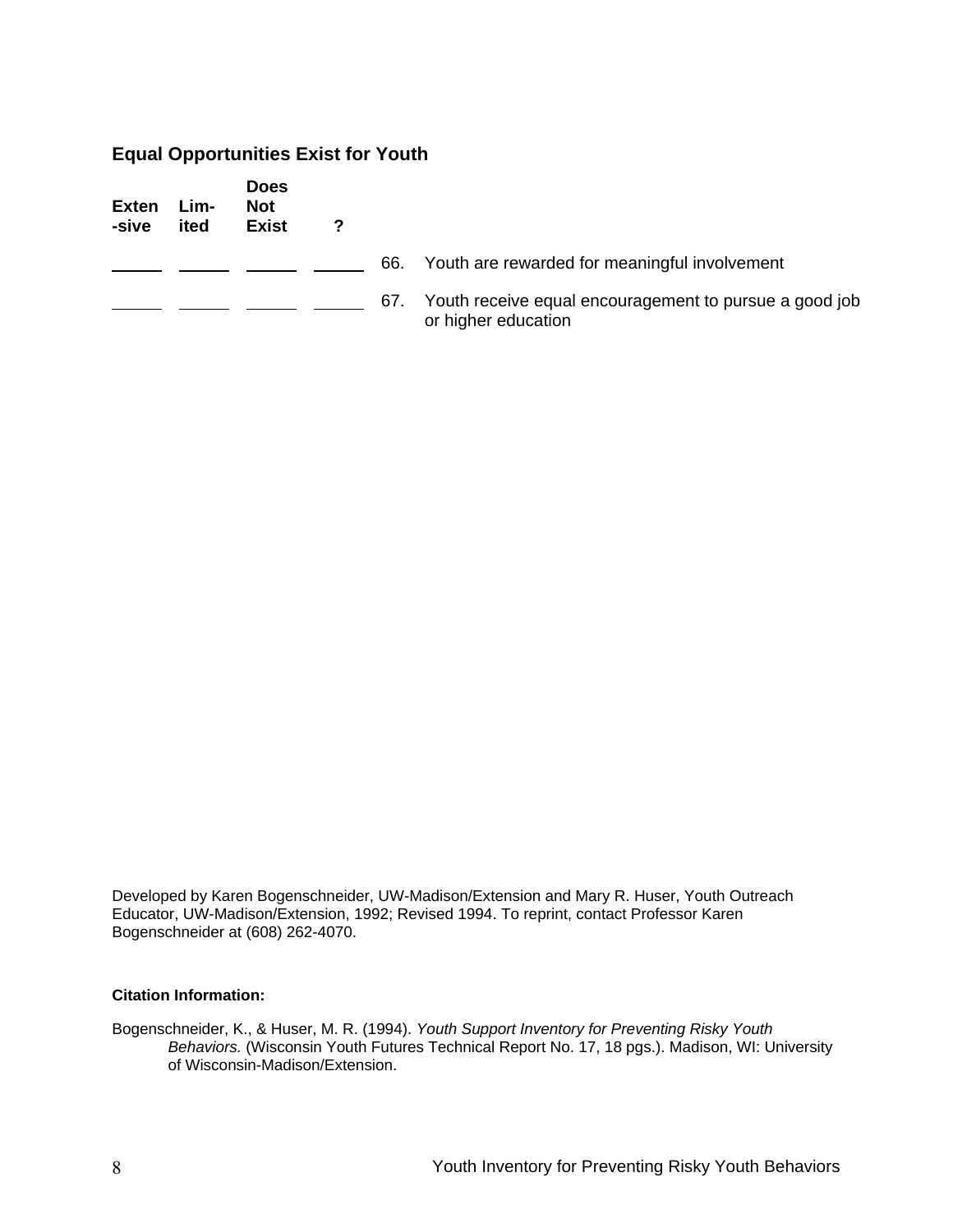## Equal Opportunities Exist for Youth

| Exten-sive | Lim-ited | Does Not Exist | ? | |
|---|---|---|---|---|
| _____ | _____ | _____ | _____ | 66. Youth are rewarded for meaningful involvement |
| _____ | _____ | _____ | _____ | 67. Youth receive equal encouragement to pursue a good job or higher education |

Developed by Karen Bogenschneider, UW-Madison/Extension and Mary R. Huser, Youth Outreach Educator, UW-Madison/Extension, 1992; Revised 1994. To reprint, contact Professor Karen Bogenschneider at (608) 262-4070.

**Citation Information:**

Bogenschneider, K., & Huser, M. R. (1994). *Youth Support Inventory for Preventing Risky Youth Behaviors.* (Wisconsin Youth Futures Technical Report No. 17, 18 pgs.). Madison, WI: University of Wisconsin-Madison/Extension.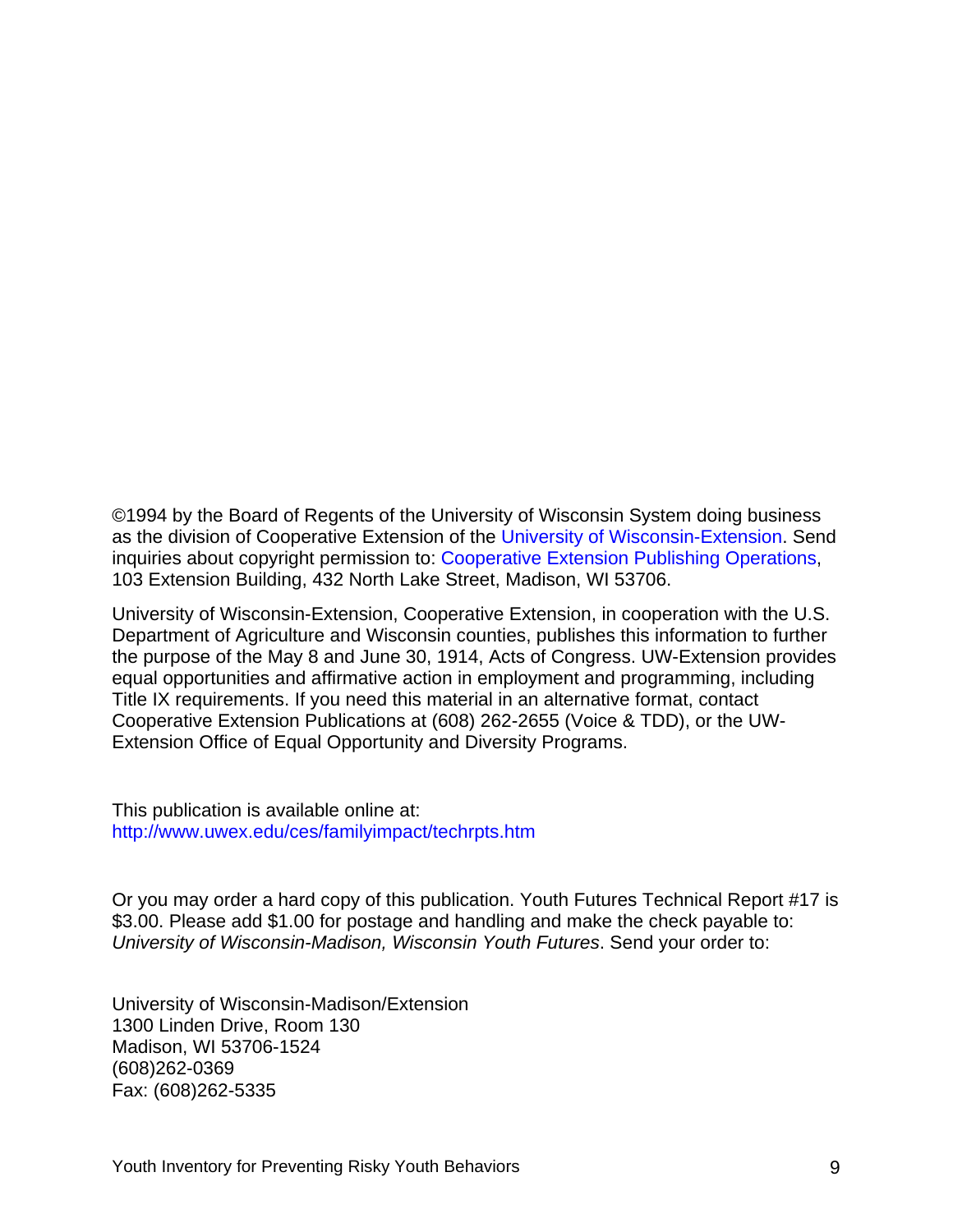©1994 by the Board of Regents of the University of Wisconsin System doing business as the division of Cooperative Extension of the University of Wisconsin-Extension. Send inquiries about copyright permission to: Cooperative Extension Publishing Operations, 103 Extension Building, 432 North Lake Street, Madison, WI 53706.

University of Wisconsin-Extension, Cooperative Extension, in cooperation with the U.S. Department of Agriculture and Wisconsin counties, publishes this information to further the purpose of the May 8 and June 30, 1914, Acts of Congress. UW-Extension provides equal opportunities and affirmative action in employment and programming, including Title IX requirements. If you need this material in an alternative format, contact Cooperative Extension Publications at (608) 262-2655 (Voice & TDD), or the UW-Extension Office of Equal Opportunity and Diversity Programs.

This publication is available online at:
http://www.uwex.edu/ces/familyimpact/techrpts.htm

Or you may order a hard copy of this publication. Youth Futures Technical Report #17 is $3.00. Please add $1.00 for postage and handling and make the check payable to: *University of Wisconsin-Madison, Wisconsin Youth Futures*. Send your order to:

University of Wisconsin-Madison/Extension
1300 Linden Drive, Room 130
Madison, WI 53706-1524
(608)262-0369
Fax: (608)262-5335